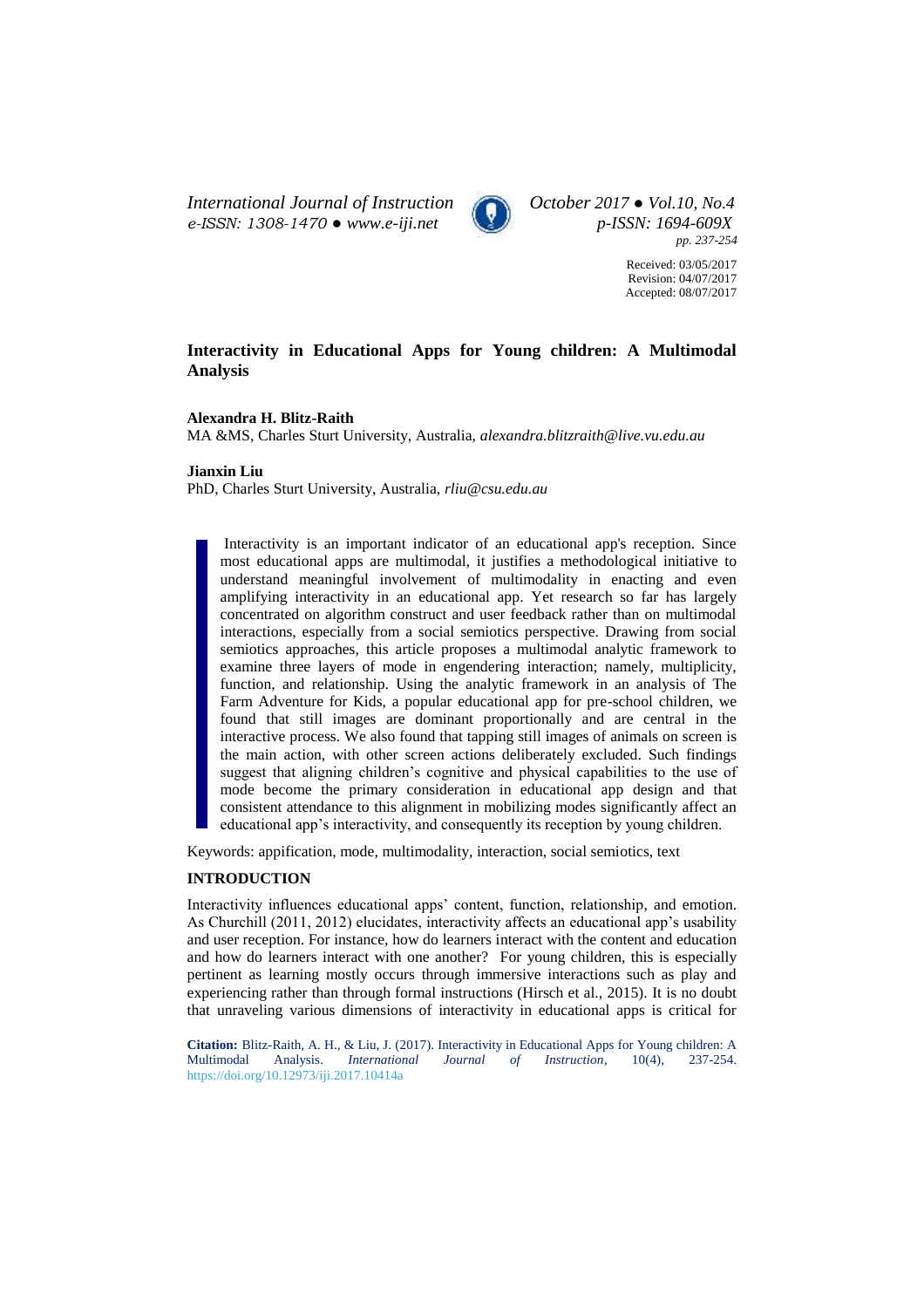# Interactivity in Educational Apps for Young children: A Multimodal Analysis

**Alexandra H. Blitz-Raith**
MA &MS, Charles Sturt University, Australia, *alexandra.blitzraith@live.vu.edu.au*

**Jianxin Liu**
PhD, Charles Sturt University, Australia, *rliu@csu.edu.au*

> Interactivity is an important indicator of an educational app's reception. Since most educational apps are multimodal, it justifies a methodological initiative to understand meaningful involvement of multimodality in enacting and even amplifying interactivity in an educational app. Yet research so far has largely concentrated on algorithm construct and user feedback rather than on multimodal interactions, especially from a social semiotics perspective. Drawing from social semiotics approaches, this article proposes a multimodal analytic framework to examine three layers of mode in engendering interaction; namely, multiplicity, function, and relationship. Using the analytic framework in an analysis of The Farm Adventure for Kids, a popular educational app for pre-school children, we found that still images are dominant proportionally and are central in the interactive process. We also found that tapping still images of animals on screen is the main action, with other screen actions deliberately excluded. Such findings suggest that aligning children's cognitive and physical capabilities to the use of mode become the primary consideration in educational app design and that consistent attendance to this alignment in mobilizing modes significantly affect an educational app's interactivity, and consequently its reception by young children.

Keywords: appification, mode, multimodality, interaction, social semiotics, text

## INTRODUCTION

Interactivity influences educational apps' content, function, relationship, and emotion. As Churchill (2011, 2012) elucidates, interactivity affects an educational app's usability and user reception. For instance, how do learners interact with the content and education and how do learners interact with one another? For young children, this is especially pertinent as learning mostly occurs through immersive interactions such as play and experiencing rather than through formal instructions (Hirsch et al., 2015). It is no doubt that unraveling various dimensions of interactivity in educational apps is critical for

**Citation:** Blitz-Raith, A. H., & Liu, J. (2017). Interactivity in Educational Apps for Young children: A Multimodal Analysis. *International Journal of Instruction*, 10(4), 237-254. https://doi.org/10.12973/iji.2017.10414a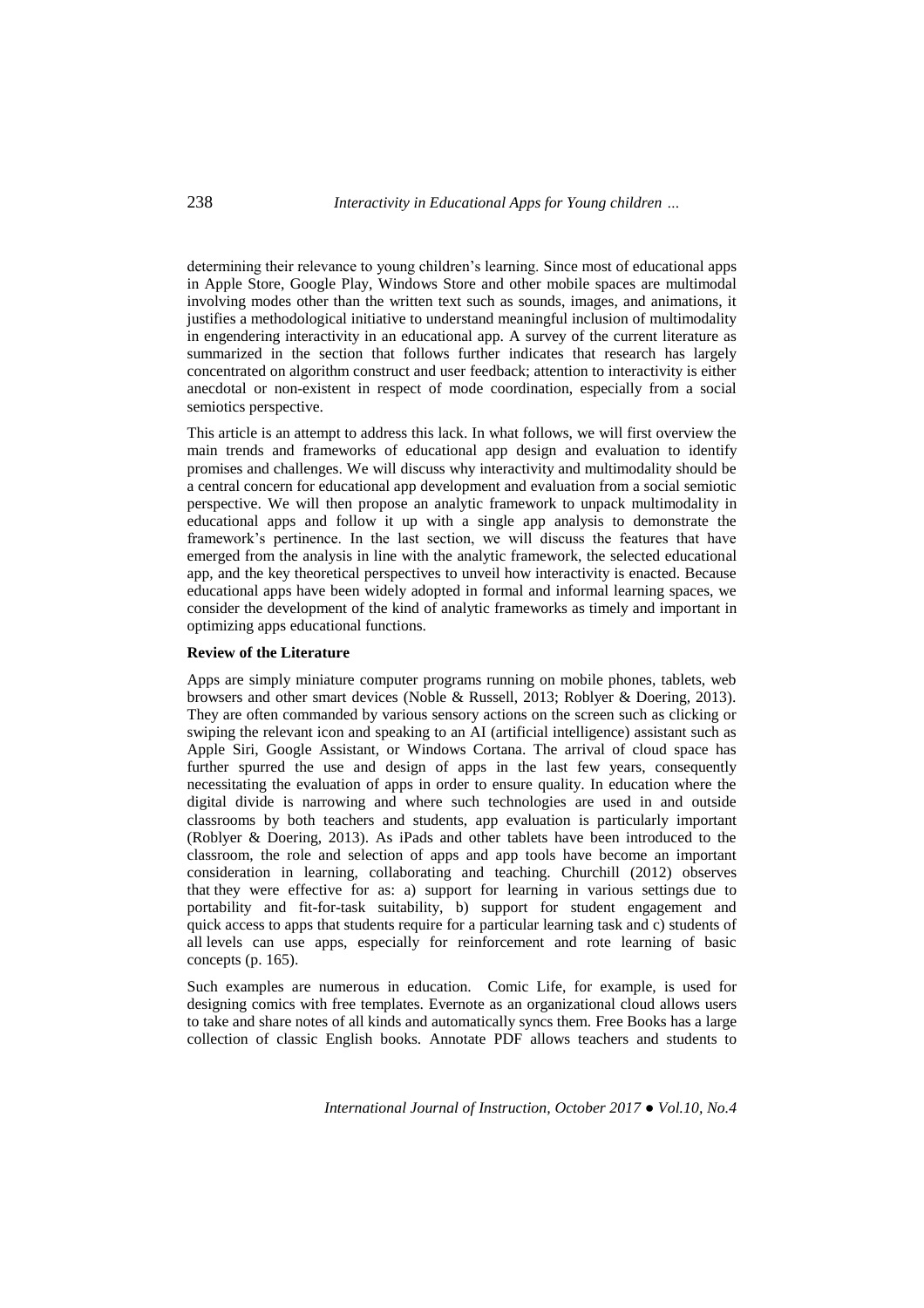determining their relevance to young children's learning. Since most of educational apps in Apple Store, Google Play, Windows Store and other mobile spaces are multimodal involving modes other than the written text such as sounds, images, and animations, it justifies a methodological initiative to understand meaningful inclusion of multimodality in engendering interactivity in an educational app. A survey of the current literature as summarized in the section that follows further indicates that research has largely concentrated on algorithm construct and user feedback; attention to interactivity is either anecdotal or non-existent in respect of mode coordination, especially from a social semiotics perspective.

This article is an attempt to address this lack. In what follows, we will first overview the main trends and frameworks of educational app design and evaluation to identify promises and challenges. We will discuss why interactivity and multimodality should be a central concern for educational app development and evaluation from a social semiotic perspective. We will then propose an analytic framework to unpack multimodality in educational apps and follow it up with a single app analysis to demonstrate the framework's pertinence. In the last section, we will discuss the features that have emerged from the analysis in line with the analytic framework, the selected educational app, and the key theoretical perspectives to unveil how interactivity is enacted. Because educational apps have been widely adopted in formal and informal learning spaces, we consider the development of the kind of analytic frameworks as timely and important in optimizing apps educational functions.

**Review of the Literature**

Apps are simply miniature computer programs running on mobile phones, tablets, web browsers and other smart devices (Noble & Russell, 2013; Roblyer & Doering, 2013). They are often commanded by various sensory actions on the screen such as clicking or swiping the relevant icon and speaking to an AI (artificial intelligence) assistant such as Apple Siri, Google Assistant, or Windows Cortana. The arrival of cloud space has further spurred the use and design of apps in the last few years, consequently necessitating the evaluation of apps in order to ensure quality. In education where the digital divide is narrowing and where such technologies are used in and outside classrooms by both teachers and students, app evaluation is particularly important (Roblyer & Doering, 2013). As iPads and other tablets have been introduced to the classroom, the role and selection of apps and app tools have become an important consideration in learning, collaborating and teaching. Churchill (2012) observes that they were effective for as: a) support for learning in various settings due to portability and fit-for-task suitability, b) support for student engagement and quick access to apps that students require for a particular learning task and c) students of all levels can use apps, especially for reinforcement and rote learning of basic concepts (p. 165).

Such examples are numerous in education. Comic Life, for example, is used for designing comics with free templates. Evernote as an organizational cloud allows users to take and share notes of all kinds and automatically syncs them. Free Books has a large collection of classic English books. Annotate PDF allows teachers and students to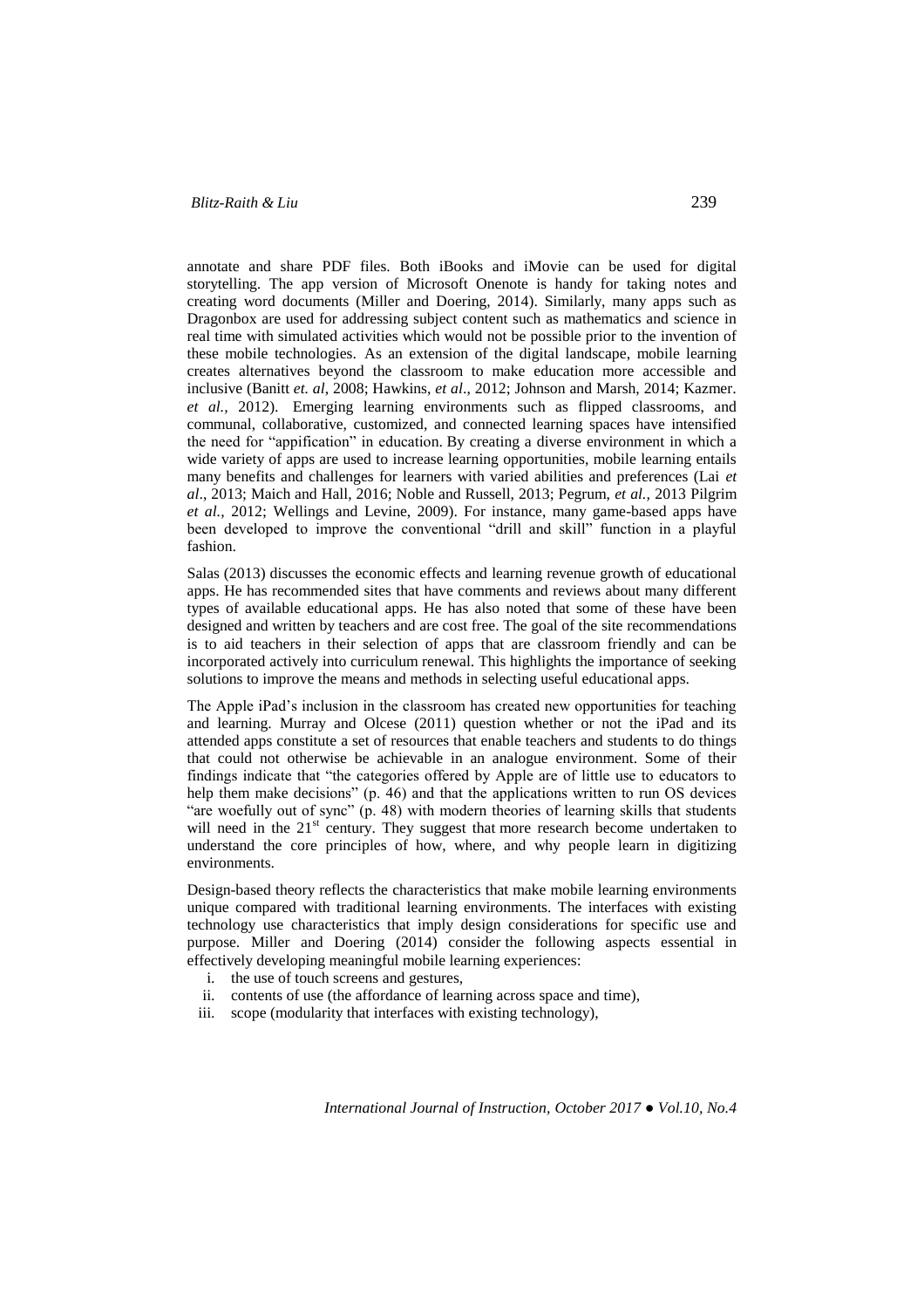annotate and share PDF files. Both iBooks and iMovie can be used for digital storytelling. The app version of Microsoft Onenote is handy for taking notes and creating word documents (Miller and Doering, 2014). Similarly, many apps such as Dragonbox are used for addressing subject content such as mathematics and science in real time with simulated activities which would not be possible prior to the invention of these mobile technologies. As an extension of the digital landscape, mobile learning creates alternatives beyond the classroom to make education more accessible and inclusive (Banitt *et. al*, 2008; Hawkins, *et al*., 2012; Johnson and Marsh, 2014; Kazmer. *et al.,* 2012). Emerging learning environments such as flipped classrooms, and communal, collaborative, customized, and connected learning spaces have intensified the need for "appification" in education. By creating a diverse environment in which a wide variety of apps are used to increase learning opportunities, mobile learning entails many benefits and challenges for learners with varied abilities and preferences (Lai *et al*., 2013; Maich and Hall, 2016; Noble and Russell, 2013; Pegrum, *et al.,* 2013 Pilgrim *et al.,* 2012; Wellings and Levine, 2009). For instance, many game-based apps have been developed to improve the conventional "drill and skill" function in a playful fashion.

Salas (2013) discusses the economic effects and learning revenue growth of educational apps. He has recommended sites that have comments and reviews about many different types of available educational apps. He has also noted that some of these have been designed and written by teachers and are cost free. The goal of the site recommendations is to aid teachers in their selection of apps that are classroom friendly and can be incorporated actively into curriculum renewal. This highlights the importance of seeking solutions to improve the means and methods in selecting useful educational apps.

The Apple iPad's inclusion in the classroom has created new opportunities for teaching and learning. Murray and Olcese (2011) question whether or not the iPad and its attended apps constitute a set of resources that enable teachers and students to do things that could not otherwise be achievable in an analogue environment. Some of their findings indicate that "the categories offered by Apple are of little use to educators to help them make decisions" (p. 46) and that the applications written to run OS devices "are woefully out of sync" (p. 48) with modern theories of learning skills that students will need in the 21st century. They suggest that more research become undertaken to understand the core principles of how, where, and why people learn in digitizing environments.

Design-based theory reflects the characteristics that make mobile learning environments unique compared with traditional learning environments. The interfaces with existing technology use characteristics that imply design considerations for specific use and purpose. Miller and Doering (2014) consider the following aspects essential in effectively developing meaningful mobile learning experiences:

i. the use of touch screens and gestures,
ii. contents of use (the affordance of learning across space and time),
iii. scope (modularity that interfaces with existing technology),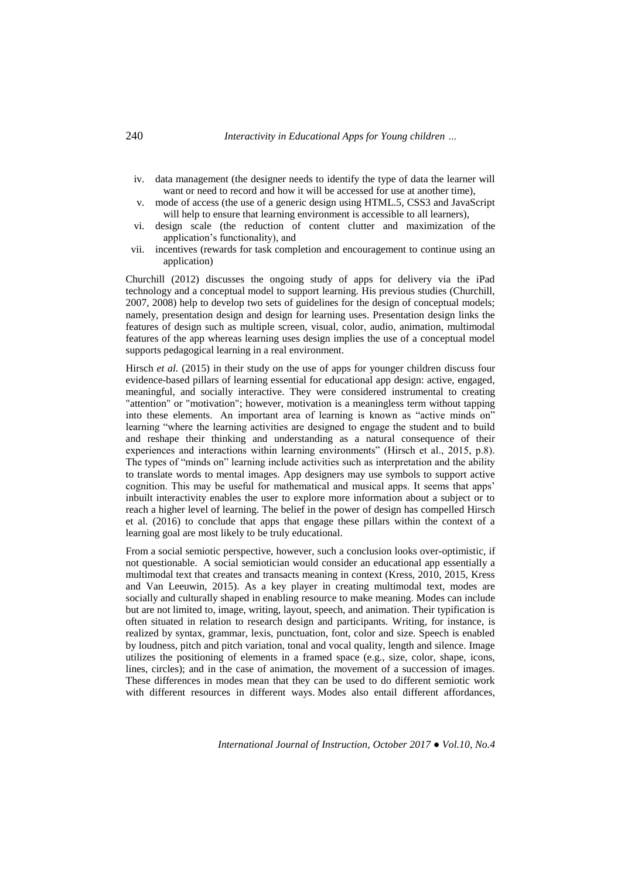iv. data management (the designer needs to identify the type of data the learner will want or need to record and how it will be accessed for use at another time),
v. mode of access (the use of a generic design using HTML.5, CSS3 and JavaScript will help to ensure that learning environment is accessible to all learners),
vi. design scale (the reduction of content clutter and maximization of the application's functionality), and
vii. incentives (rewards for task completion and encouragement to continue using an application)

Churchill (2012) discusses the ongoing study of apps for delivery via the iPad technology and a conceptual model to support learning. His previous studies (Churchill, 2007, 2008) help to develop two sets of guidelines for the design of conceptual models; namely, presentation design and design for learning uses. Presentation design links the features of design such as multiple screen, visual, color, audio, animation, multimodal features of the app whereas learning uses design implies the use of a conceptual model supports pedagogical learning in a real environment.

Hirsch *et al.* (2015) in their study on the use of apps for younger children discuss four evidence-based pillars of learning essential for educational app design: active, engaged, meaningful, and socially interactive. They were considered instrumental to creating "attention" or "motivation"; however, motivation is a meaningless term without tapping into these elements. An important area of learning is known as "active minds on" learning "where the learning activities are designed to engage the student and to build and reshape their thinking and understanding as a natural consequence of their experiences and interactions within learning environments" (Hirsch et al., 2015, p.8). The types of "minds on" learning include activities such as interpretation and the ability to translate words to mental images. App designers may use symbols to support active cognition. This may be useful for mathematical and musical apps. It seems that apps' inbuilt interactivity enables the user to explore more information about a subject or to reach a higher level of learning. The belief in the power of design has compelled Hirsch et al. (2016) to conclude that apps that engage these pillars within the context of a learning goal are most likely to be truly educational.

From a social semiotic perspective, however, such a conclusion looks over-optimistic, if not questionable. A social semiotician would consider an educational app essentially a multimodal text that creates and transacts meaning in context (Kress, 2010, 2015, Kress and Van Leeuwin, 2015). As a key player in creating multimodal text, modes are socially and culturally shaped in enabling resource to make meaning. Modes can include but are not limited to, image, writing, layout, speech, and animation. Their typification is often situated in relation to research design and participants. Writing, for instance, is realized by syntax, grammar, lexis, punctuation, font, color and size. Speech is enabled by loudness, pitch and pitch variation, tonal and vocal quality, length and silence. Image utilizes the positioning of elements in a framed space (e.g., size, color, shape, icons, lines, circles); and in the case of animation, the movement of a succession of images. These differences in modes mean that they can be used to do different semiotic work with different resources in different ways. Modes also entail different affordances,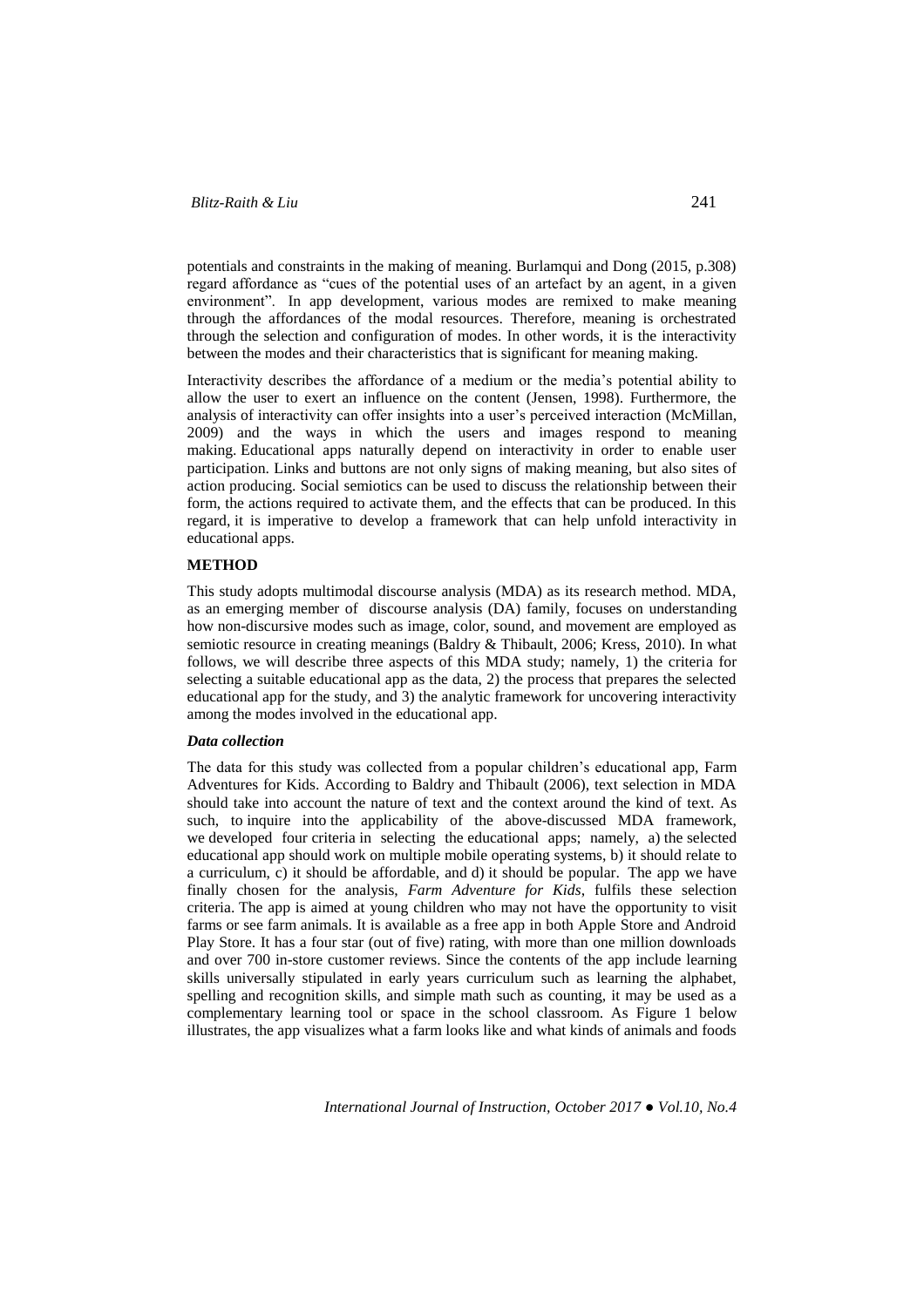potentials and constraints in the making of meaning. Burlamqui and Dong (2015, p.308) regard affordance as "cues of the potential uses of an artefact by an agent, in a given environment". In app development, various modes are remixed to make meaning through the affordances of the modal resources. Therefore, meaning is orchestrated through the selection and configuration of modes. In other words, it is the interactivity between the modes and their characteristics that is significant for meaning making.

Interactivity describes the affordance of a medium or the media's potential ability to allow the user to exert an influence on the content (Jensen, 1998). Furthermore, the analysis of interactivity can offer insights into a user's perceived interaction (McMillan, 2009) and the ways in which the users and images respond to meaning making. Educational apps naturally depend on interactivity in order to enable user participation. Links and buttons are not only signs of making meaning, but also sites of action producing. Social semiotics can be used to discuss the relationship between their form, the actions required to activate them, and the effects that can be produced. In this regard, it is imperative to develop a framework that can help unfold interactivity in educational apps.

## METHOD

This study adopts multimodal discourse analysis (MDA) as its research method. MDA, as an emerging member of discourse analysis (DA) family, focuses on understanding how non-discursive modes such as image, color, sound, and movement are employed as semiotic resource in creating meanings (Baldry & Thibault, 2006; Kress, 2010). In what follows, we will describe three aspects of this MDA study; namely, 1) the criteria for selecting a suitable educational app as the data, 2) the process that prepares the selected educational app for the study, and 3) the analytic framework for uncovering interactivity among the modes involved in the educational app.

### *Data collection*

The data for this study was collected from a popular children's educational app, Farm Adventures for Kids. According to Baldry and Thibault (2006), text selection in MDA should take into account the nature of text and the context around the kind of text. As such, to inquire into the applicability of the above-discussed MDA framework, we developed four criteria in selecting the educational apps; namely, a) the selected educational app should work on multiple mobile operating systems, b) it should relate to a curriculum, c) it should be affordable, and d) it should be popular. The app we have finally chosen for the analysis, *Farm Adventure for Kids*, fulfils these selection criteria. The app is aimed at young children who may not have the opportunity to visit farms or see farm animals. It is available as a free app in both Apple Store and Android Play Store. It has a four star (out of five) rating, with more than one million downloads and over 700 in-store customer reviews. Since the contents of the app include learning skills universally stipulated in early years curriculum such as learning the alphabet, spelling and recognition skills, and simple math such as counting, it may be used as a complementary learning tool or space in the school classroom. As Figure 1 below illustrates, the app visualizes what a farm looks like and what kinds of animals and foods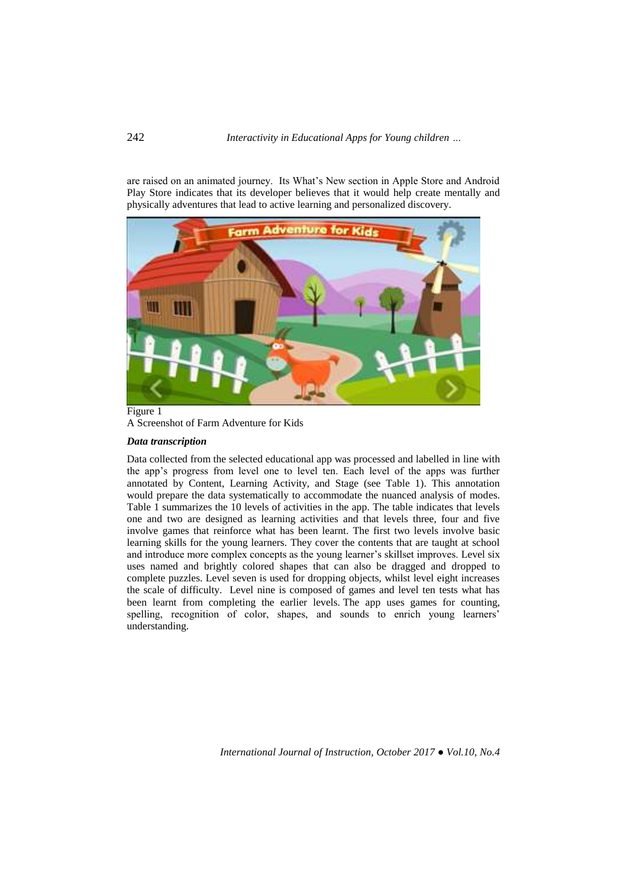are raised on an animated journey. Its What's New section in Apple Store and Android Play Store indicates that its developer believes that it would help create mentally and physically adventures that lead to active learning and personalized discovery.

Figure 1
A Screenshot of Farm Adventure for Kids

### *Data transcription*

Data collected from the selected educational app was processed and labelled in line with the app's progress from level one to level ten. Each level of the apps was further annotated by Content, Learning Activity, and Stage (see Table 1). This annotation would prepare the data systematically to accommodate the nuanced analysis of modes. Table 1 summarizes the 10 levels of activities in the app. The table indicates that levels one and two are designed as learning activities and that levels three, four and five involve games that reinforce what has been learnt. The first two levels involve basic learning skills for the young learners. They cover the contents that are taught at school and introduce more complex concepts as the young learner's skillset improves. Level six uses named and brightly colored shapes that can also be dragged and dropped to complete puzzles. Level seven is used for dropping objects, whilst level eight increases the scale of difficulty. Level nine is composed of games and level ten tests what has been learnt from completing the earlier levels. The app uses games for counting, spelling, recognition of color, shapes, and sounds to enrich young learners' understanding.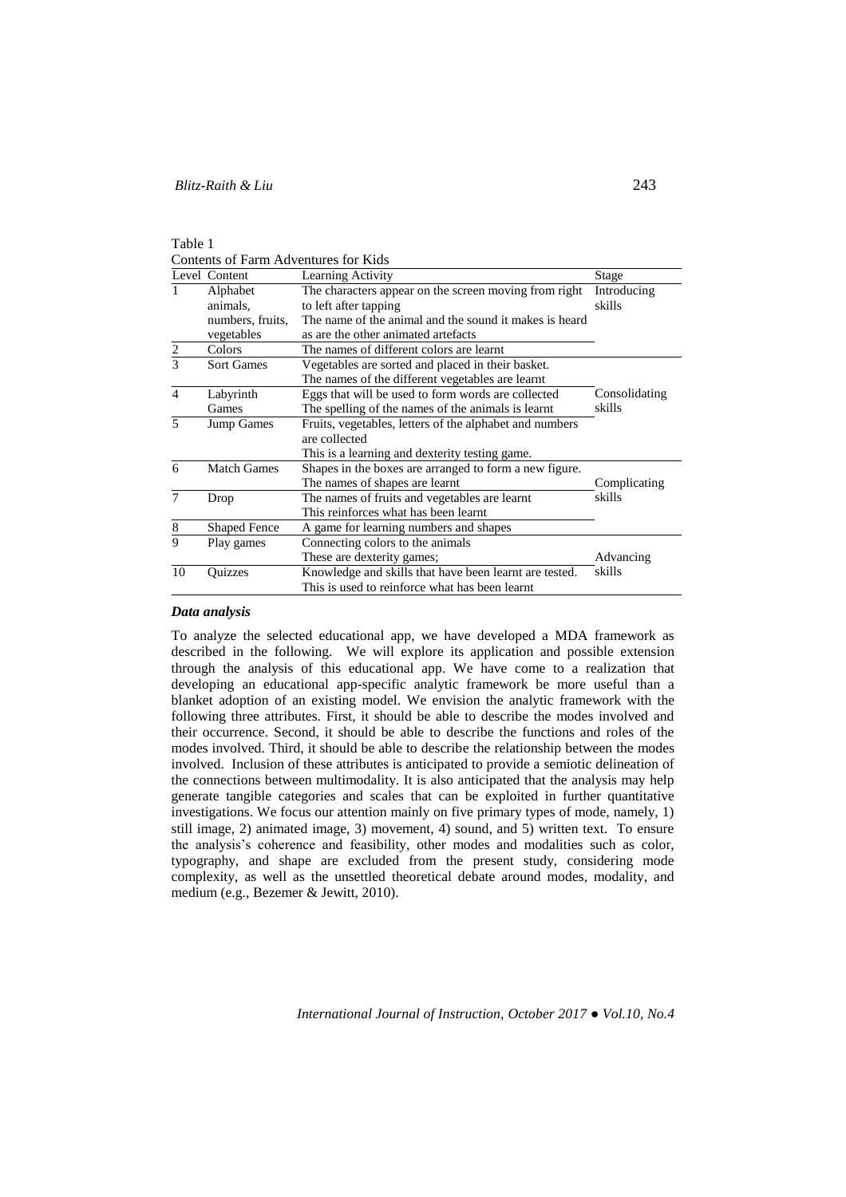Table 1
Contents of Farm Adventures for Kids

| Level | Content | Learning Activity | Stage |
|---|---|---|---|
| 1 | Alphabet animals, numbers, fruits, vegetables | The characters appear on the screen moving from right to left after tapping<br>The name of the animal and the sound it makes is heard as are the other animated artefacts | Introducing skills |
| 2 | Colors | The names of different colors are learnt | |
| 3 | Sort Games | Vegetables are sorted and placed in their basket.<br>The names of the different vegetables are learnt | Consolidating skills |
| 4 | Labyrinth Games | Eggs that will be used to form words are collected<br>The spelling of the names of the animals is learnt | |
| 5 | Jump Games | Fruits, vegetables, letters of the alphabet and numbers are collected<br>This is a learning and dexterity testing game. | |
| 6 | Match Games | Shapes in the boxes are arranged to form a new figure.<br>The names of shapes are learnt | Complicating skills |
| 7 | Drop | The names of fruits and vegetables are learnt<br>This reinforces what has been learnt | |
| 8 | Shaped Fence | A game for learning numbers and shapes | |
| 9 | Play games | Connecting colors to the animals<br>These are dexterity games; | Advancing skills |
| 10 | Quizzes | Knowledge and skills that have been learnt are tested.<br>This is used to reinforce what has been learnt | |

***Data analysis***

To analyze the selected educational app, we have developed a MDA framework as described in the following. We will explore its application and possible extension through the analysis of this educational app. We have come to a realization that developing an educational app-specific analytic framework be more useful than a blanket adoption of an existing model. We envision the analytic framework with the following three attributes. First, it should be able to describe the modes involved and their occurrence. Second, it should be able to describe the functions and roles of the modes involved. Third, it should be able to describe the relationship between the modes involved. Inclusion of these attributes is anticipated to provide a semiotic delineation of the connections between multimodality. It is also anticipated that the analysis may help generate tangible categories and scales that can be exploited in further quantitative investigations. We focus our attention mainly on five primary types of mode, namely, 1) still image, 2) animated image, 3) movement, 4) sound, and 5) written text. To ensure the analysis's coherence and feasibility, other modes and modalities such as color, typography, and shape are excluded from the present study, considering mode complexity, as well as the unsettled theoretical debate around modes, modality, and medium (e.g., Bezemer & Jewitt, 2010).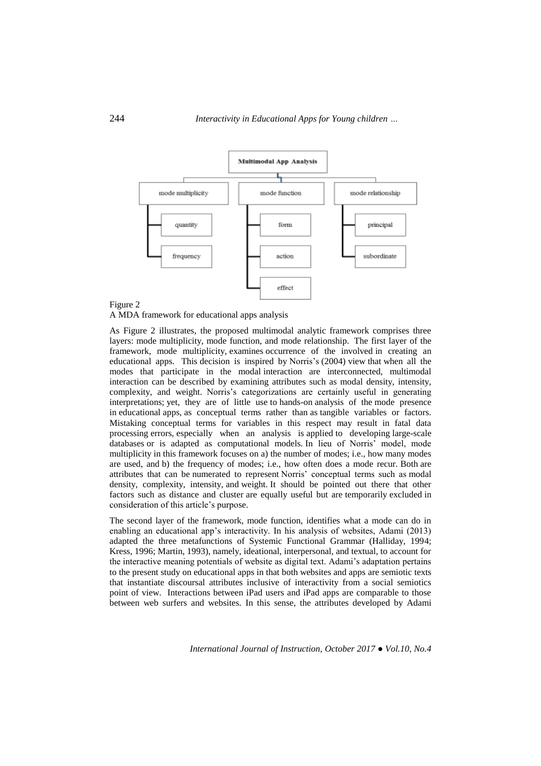Multimodal App Analysis

- mode multiplicity
  - quantity
  - frequency
- mode function
  - form
  - action
  - effect
- mode relationship
  - principal
  - subordinate

Figure 2
A MDA framework for educational apps analysis

As Figure 2 illustrates, the proposed multimodal analytic framework comprises three layers: mode multiplicity, mode function, and mode relationship. The first layer of the framework, mode multiplicity, examines occurrence of the involved in creating an educational apps. This decision is inspired by Norris's (2004) view that when all the modes that participate in the modal interaction are interconnected, multimodal interaction can be described by examining attributes such as modal density, intensity, complexity, and weight. Norris's categorizations are certainly useful in generating interpretations; yet, they are of little use to hands-on analysis of the mode presence in educational apps, as conceptual terms rather than as tangible variables or factors. Mistaking conceptual terms for variables in this respect may result in fatal data processing errors, especially when an analysis is applied to developing large-scale databases or is adapted as computational models. In lieu of Norris' model, mode multiplicity in this framework focuses on a) the number of modes; i.e., how many modes are used, and b) the frequency of modes; i.e., how often does a mode recur. Both are attributes that can be numerated to represent Norris' conceptual terms such as modal density, complexity, intensity, and weight. It should be pointed out there that other factors such as distance and cluster are equally useful but are temporarily excluded in consideration of this article's purpose.

The second layer of the framework, mode function, identifies what a mode can do in enabling an educational app's interactivity. In his analysis of websites, Adami (2013) adapted the three metafunctions of Systemic Functional Grammar (Halliday, 1994; Kress, 1996; Martin, 1993), namely, ideational, interpersonal, and textual, to account for the interactive meaning potentials of website as digital text. Adami's adaptation pertains to the present study on educational apps in that both websites and apps are semiotic texts that instantiate discoursal attributes inclusive of interactivity from a social semiotics point of view. Interactions between iPad users and iPad apps are comparable to those between web surfers and websites. In this sense, the attributes developed by Adami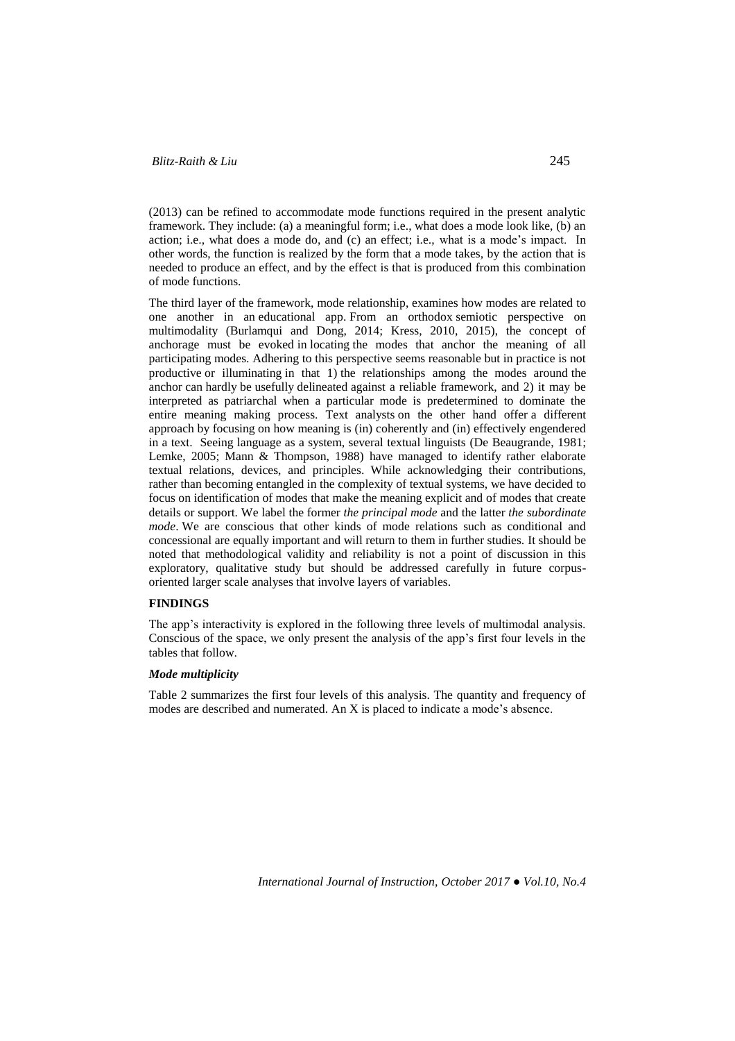(2013) can be refined to accommodate mode functions required in the present analytic framework. They include: (a) a meaningful form; i.e., what does a mode look like, (b) an action; i.e., what does a mode do, and (c) an effect; i.e., what is a mode's impact. In other words, the function is realized by the form that a mode takes, by the action that is needed to produce an effect, and by the effect is that is produced from this combination of mode functions.

The third layer of the framework, mode relationship, examines how modes are related to one another in an educational app. From an orthodox semiotic perspective on multimodality (Burlamqui and Dong, 2014; Kress, 2010, 2015), the concept of anchorage must be evoked in locating the modes that anchor the meaning of all participating modes. Adhering to this perspective seems reasonable but in practice is not productive or illuminating in that 1) the relationships among the modes around the anchor can hardly be usefully delineated against a reliable framework, and 2) it may be interpreted as patriarchal when a particular mode is predetermined to dominate the entire meaning making process. Text analysts on the other hand offer a different approach by focusing on how meaning is (in) coherently and (in) effectively engendered in a text. Seeing language as a system, several textual linguists (De Beaugrande, 1981; Lemke, 2005; Mann & Thompson, 1988) have managed to identify rather elaborate textual relations, devices, and principles. While acknowledging their contributions, rather than becoming entangled in the complexity of textual systems, we have decided to focus on identification of modes that make the meaning explicit and of modes that create details or support. We label the former *the principal mode* and the latter *the subordinate mode*. We are conscious that other kinds of mode relations such as conditional and concessional are equally important and will return to them in further studies. It should be noted that methodological validity and reliability is not a point of discussion in this exploratory, qualitative study but should be addressed carefully in future corpus-oriented larger scale analyses that involve layers of variables.

## FINDINGS

The app's interactivity is explored in the following three levels of multimodal analysis. Conscious of the space, we only present the analysis of the app's first four levels in the tables that follow.

### *Mode multiplicity*

Table 2 summarizes the first four levels of this analysis. The quantity and frequency of modes are described and numerated. An X is placed to indicate a mode's absence.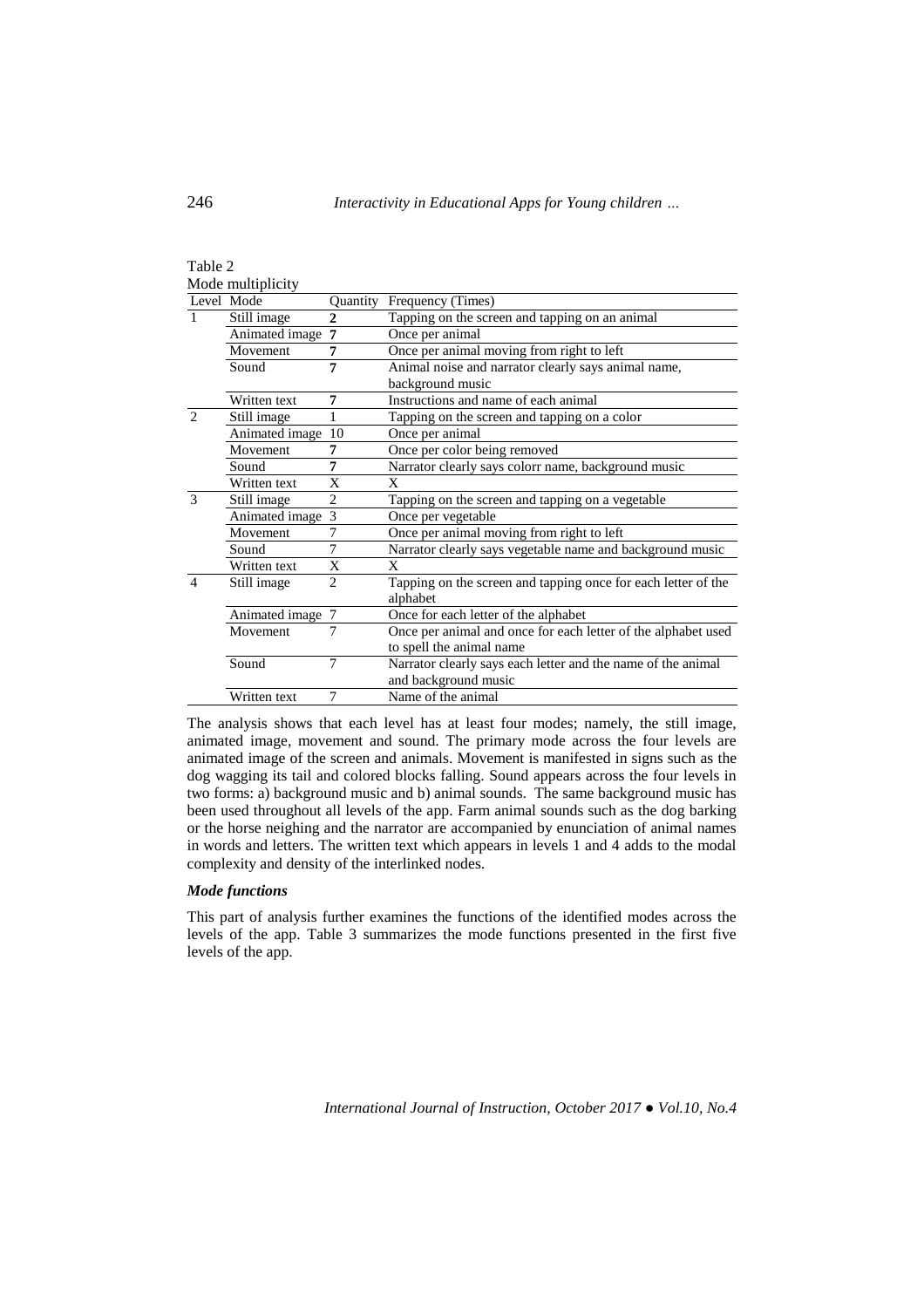Table 2
Mode multiplicity

| Level | Mode | Quantity | Frequency (Times) |
|---|---|---|---|
| 1 | Still image | **2** | Tapping on the screen and tapping on an animal |
| | Animated image | **7** | Once per animal |
| | Movement | **7** | Once per animal moving from right to left |
| | Sound | **7** | Animal noise and narrator clearly says animal name, background music |
| | Written text | **7** | Instructions and name of each animal |
| 2 | Still image | 1 | Tapping on the screen and tapping on a color |
| | Animated image | 10 | Once per animal |
| | Movement | **7** | Once per color being removed |
| | Sound | **7** | Narrator clearly says colorr name, background music |
| | Written text | X | X |
| 3 | Still image | 2 | Tapping on the screen and tapping on a vegetable |
| | Animated image | 3 | Once per vegetable |
| | Movement | 7 | Once per animal moving from right to left |
| | Sound | 7 | Narrator clearly says vegetable name and background music |
| | Written text | X | X |
| 4 | Still image | 2 | Tapping on the screen and tapping once for each letter of the alphabet |
| | Animated image | 7 | Once for each letter of the alphabet |
| | Movement | 7 | Once per animal and once for each letter of the alphabet used to spell the animal name |
| | Sound | 7 | Narrator clearly says each letter and the name of the animal and background music |
| | Written text | 7 | Name of the animal |

The analysis shows that each level has at least four modes; namely, the still image, animated image, movement and sound. The primary mode across the four levels are animated image of the screen and animals. Movement is manifested in signs such as the dog wagging its tail and colored blocks falling. Sound appears across the four levels in two forms: a) background music and b) animal sounds. The same background music has been used throughout all levels of the app. Farm animal sounds such as the dog barking or the horse neighing and the narrator are accompanied by enunciation of animal names in words and letters. The written text which appears in levels 1 and 4 adds to the modal complexity and density of the interlinked nodes.

***Mode functions***

This part of analysis further examines the functions of the identified modes across the levels of the app. Table 3 summarizes the mode functions presented in the first five levels of the app.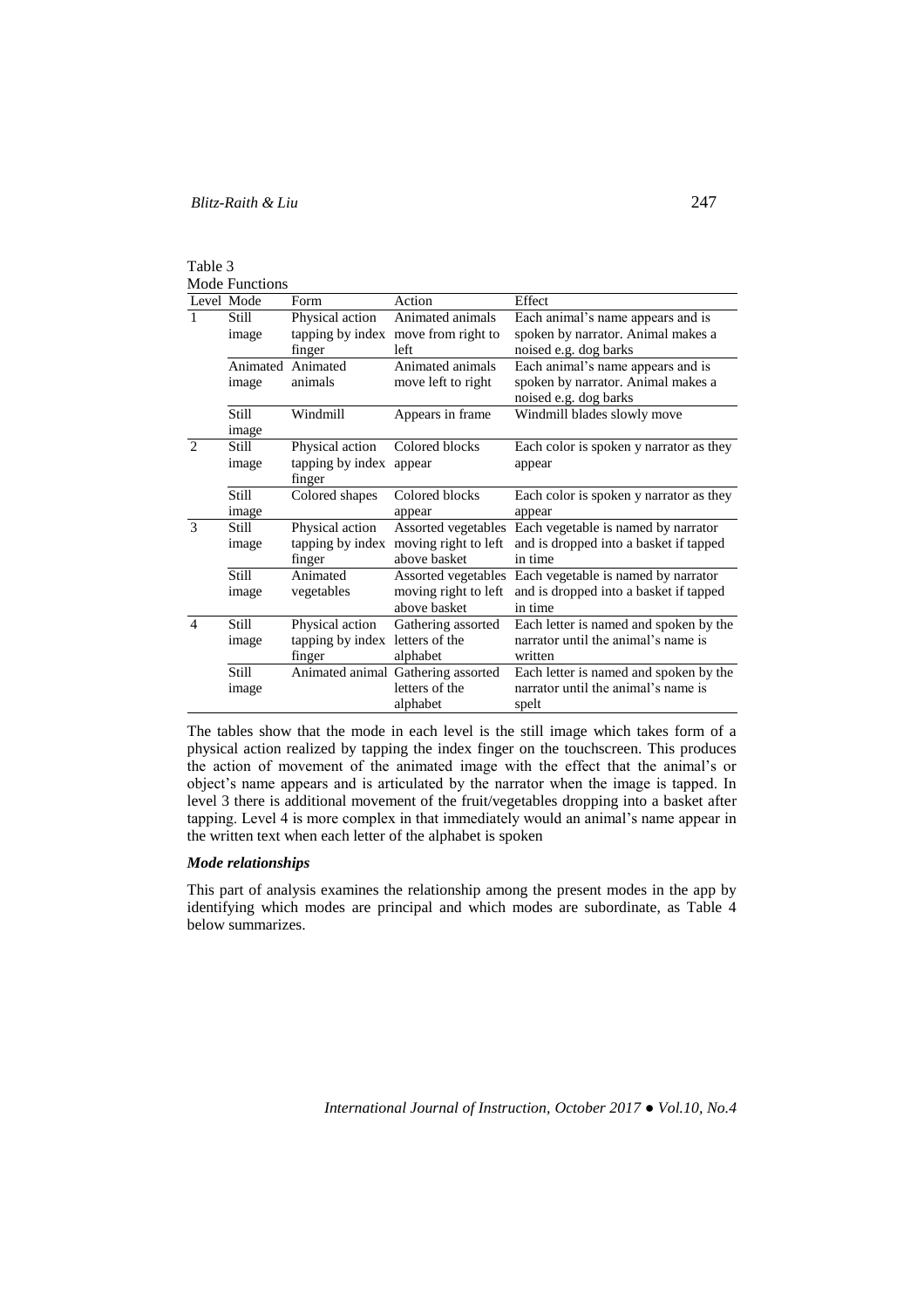Table 3
Mode Functions

| Level | Mode | Form | Action | Effect |
|---|---|---|---|---|
| 1 | Still image | Physical action tapping by index finger | Animated animals move from right to left | Each animal's name appears and is spoken by narrator. Animal makes a noised e.g. dog barks |
| | Animated image | Animated animals | Animated animals move left to right | Each animal's name appears and is spoken by narrator. Animal makes a noised e.g. dog barks |
| | Still image | Windmill | Appears in frame | Windmill blades slowly move |
| 2 | Still image | Physical action tapping by index finger | Colored blocks appear | Each color is spoken y narrator as they appear |
| | Still image | Colored shapes | Colored blocks appear | Each color is spoken y narrator as they appear |
| 3 | Still image | Physical action tapping by index finger | Assorted vegetables moving right to left above basket | Each vegetable is named by narrator and is dropped into a basket if tapped in time |
| | Still image | Animated vegetables | Assorted vegetables moving right to left above basket | Each vegetable is named by narrator and is dropped into a basket if tapped in time |
| 4 | Still image | Physical action tapping by index finger | Gathering assorted letters of the alphabet | Each letter is named and spoken by the narrator until the animal's name is written |
| | Still image | Animated animal | Gathering assorted letters of the alphabet | Each letter is named and spoken by the narrator until the animal's name is spelt |

The tables show that the mode in each level is the still image which takes form of a physical action realized by tapping the index finger on the touchscreen. This produces the action of movement of the animated image with the effect that the animal's or object's name appears and is articulated by the narrator when the image is tapped. In level 3 there is additional movement of the fruit/vegetables dropping into a basket after tapping. Level 4 is more complex in that immediately would an animal's name appear in the written text when each letter of the alphabet is spoken

### *Mode relationships*

This part of analysis examines the relationship among the present modes in the app by identifying which modes are principal and which modes are subordinate, as Table 4 below summarizes.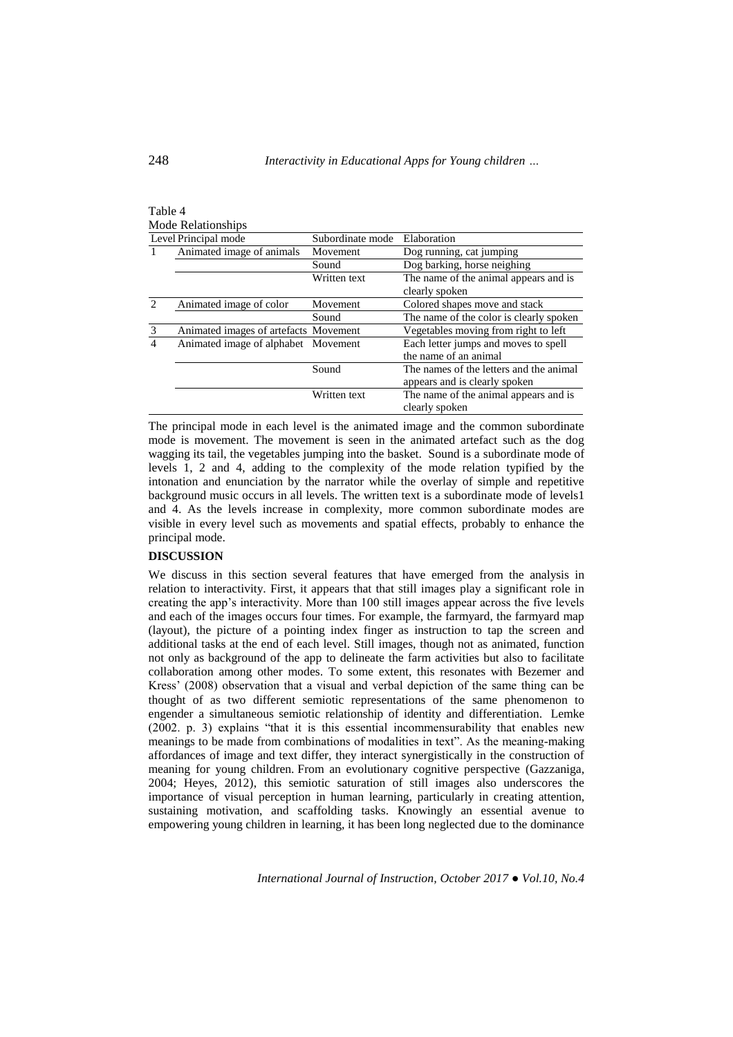Table 4

Mode Relationships

| Level | Principal mode | Subordinate mode | Elaboration |
|---|---|---|---|
| 1 | Animated image of animals | Movement | Dog running, cat jumping |
| | | Sound | Dog barking, horse neighing |
| | | Written text | The name of the animal appears and is clearly spoken |
| 2 | Animated image of color | Movement | Colored shapes move and stack |
| | | Sound | The name of the color is clearly spoken |
| 3 | Animated images of artefacts | Movement | Vegetables moving from right to left |
| 4 | Animated image of alphabet | Movement | Each letter jumps and moves to spell the name of an animal |
| | | Sound | The names of the letters and the animal appears and is clearly spoken |
| | | Written text | The name of the animal appears and is clearly spoken |

The principal mode in each level is the animated image and the common subordinate mode is movement. The movement is seen in the animated artefact such as the dog wagging its tail, the vegetables jumping into the basket. Sound is a subordinate mode of levels 1, 2 and 4, adding to the complexity of the mode relation typified by the intonation and enunciation by the narrator while the overlay of simple and repetitive background music occurs in all levels. The written text is a subordinate mode of levels1 and 4. As the levels increase in complexity, more common subordinate modes are visible in every level such as movements and spatial effects, probably to enhance the principal mode.

## DISCUSSION

We discuss in this section several features that have emerged from the analysis in relation to interactivity. First, it appears that that still images play a significant role in creating the app's interactivity. More than 100 still images appear across the five levels and each of the images occurs four times. For example, the farmyard, the farmyard map (layout), the picture of a pointing index finger as instruction to tap the screen and additional tasks at the end of each level. Still images, though not as animated, function not only as background of the app to delineate the farm activities but also to facilitate collaboration among other modes. To some extent, this resonates with Bezemer and Kress' (2008) observation that a visual and verbal depiction of the same thing can be thought of as two different semiotic representations of the same phenomenon to engender a simultaneous semiotic relationship of identity and differentiation. Lemke (2002. p. 3) explains "that it is this essential incommensurability that enables new meanings to be made from combinations of modalities in text". As the meaning-making affordances of image and text differ, they interact synergistically in the construction of meaning for young children. From an evolutionary cognitive perspective (Gazzaniga, 2004; Heyes, 2012), this semiotic saturation of still images also underscores the importance of visual perception in human learning, particularly in creating attention, sustaining motivation, and scaffolding tasks. Knowingly an essential avenue to empowering young children in learning, it has been long neglected due to the dominance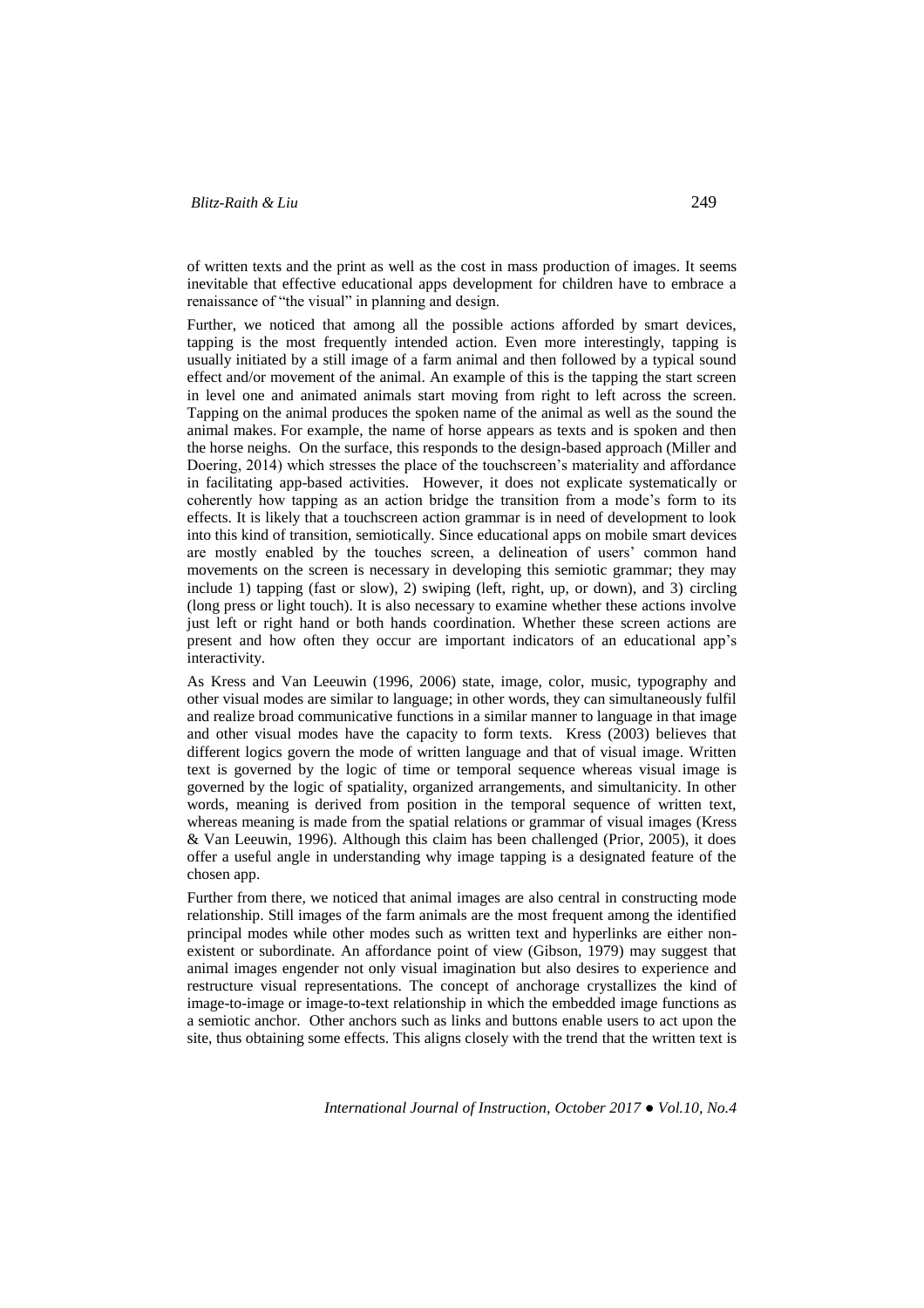of written texts and the print as well as the cost in mass production of images. It seems inevitable that effective educational apps development for children have to embrace a renaissance of "the visual" in planning and design.

Further, we noticed that among all the possible actions afforded by smart devices, tapping is the most frequently intended action. Even more interestingly, tapping is usually initiated by a still image of a farm animal and then followed by a typical sound effect and/or movement of the animal. An example of this is the tapping the start screen in level one and animated animals start moving from right to left across the screen. Tapping on the animal produces the spoken name of the animal as well as the sound the animal makes. For example, the name of horse appears as texts and is spoken and then the horse neighs. On the surface, this responds to the design-based approach (Miller and Doering, 2014) which stresses the place of the touchscreen's materiality and affordance in facilitating app-based activities. However, it does not explicate systematically or coherently how tapping as an action bridge the transition from a mode's form to its effects. It is likely that a touchscreen action grammar is in need of development to look into this kind of transition, semiotically. Since educational apps on mobile smart devices are mostly enabled by the touches screen, a delineation of users' common hand movements on the screen is necessary in developing this semiotic grammar; they may include 1) tapping (fast or slow), 2) swiping (left, right, up, or down), and 3) circling (long press or light touch). It is also necessary to examine whether these actions involve just left or right hand or both hands coordination. Whether these screen actions are present and how often they occur are important indicators of an educational app's interactivity.

As Kress and Van Leeuwin (1996, 2006) state, image, color, music, typography and other visual modes are similar to language; in other words, they can simultaneously fulfil and realize broad communicative functions in a similar manner to language in that image and other visual modes have the capacity to form texts. Kress (2003) believes that different logics govern the mode of written language and that of visual image. Written text is governed by the logic of time or temporal sequence whereas visual image is governed by the logic of spatiality, organized arrangements, and simultanicity. In other words, meaning is derived from position in the temporal sequence of written text, whereas meaning is made from the spatial relations or grammar of visual images (Kress & Van Leeuwin, 1996). Although this claim has been challenged (Prior, 2005), it does offer a useful angle in understanding why image tapping is a designated feature of the chosen app.

Further from there, we noticed that animal images are also central in constructing mode relationship. Still images of the farm animals are the most frequent among the identified principal modes while other modes such as written text and hyperlinks are either non-existent or subordinate. An affordance point of view (Gibson, 1979) may suggest that animal images engender not only visual imagination but also desires to experience and restructure visual representations. The concept of anchorage crystallizes the kind of image-to-image or image-to-text relationship in which the embedded image functions as a semiotic anchor. Other anchors such as links and buttons enable users to act upon the site, thus obtaining some effects. This aligns closely with the trend that the written text is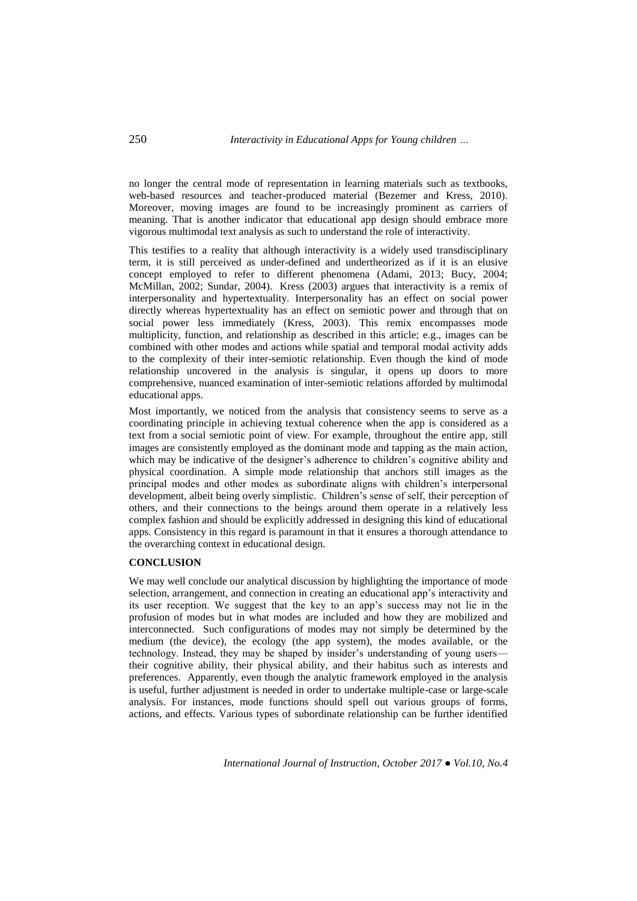no longer the central mode of representation in learning materials such as textbooks, web-based resources and teacher-produced material (Bezemer and Kress, 2010). Moreover, moving images are found to be increasingly prominent as carriers of meaning. That is another indicator that educational app design should embrace more vigorous multimodal text analysis as such to understand the role of interactivity.

This testifies to a reality that although interactivity is a widely used transdisciplinary term, it is still perceived as under-defined and undertheorized as if it is an elusive concept employed to refer to different phenomena (Adami, 2013; Bucy, 2004; McMillan, 2002; Sundar, 2004). Kress (2003) argues that interactivity is a remix of interpersonality and hypertextuality. Interpersonality has an effect on social power directly whereas hypertextuality has an effect on semiotic power and through that on social power less immediately (Kress, 2003). This remix encompasses mode multiplicity, function, and relationship as described in this article; e.g., images can be combined with other modes and actions while spatial and temporal modal activity adds to the complexity of their inter-semiotic relationship. Even though the kind of mode relationship uncovered in the analysis is singular, it opens up doors to more comprehensive, nuanced examination of inter-semiotic relations afforded by multimodal educational apps.

Most importantly, we noticed from the analysis that consistency seems to serve as a coordinating principle in achieving textual coherence when the app is considered as a text from a social semiotic point of view. For example, throughout the entire app, still images are consistently employed as the dominant mode and tapping as the main action, which may be indicative of the designer's adherence to children's cognitive ability and physical coordination. A simple mode relationship that anchors still images as the principal modes and other modes as subordinate aligns with children's interpersonal development, albeit being overly simplistic. Children's sense of self, their perception of others, and their connections to the beings around them operate in a relatively less complex fashion and should be explicitly addressed in designing this kind of educational apps. Consistency in this regard is paramount in that it ensures a thorough attendance to the overarching context in educational design.

## CONCLUSION

We may well conclude our analytical discussion by highlighting the importance of mode selection, arrangement, and connection in creating an educational app's interactivity and its user reception. We suggest that the key to an app's success may not lie in the profusion of modes but in what modes are included and how they are mobilized and interconnected. Such configurations of modes may not simply be determined by the medium (the device), the ecology (the app system), the modes available, or the technology. Instead, they may be shaped by insider's understanding of young users—their cognitive ability, their physical ability, and their habitus such as interests and preferences. Apparently, even though the analytic framework employed in the analysis is useful, further adjustment is needed in order to undertake multiple-case or large-scale analysis. For instances, mode functions should spell out various groups of forms, actions, and effects. Various types of subordinate relationship can be further identified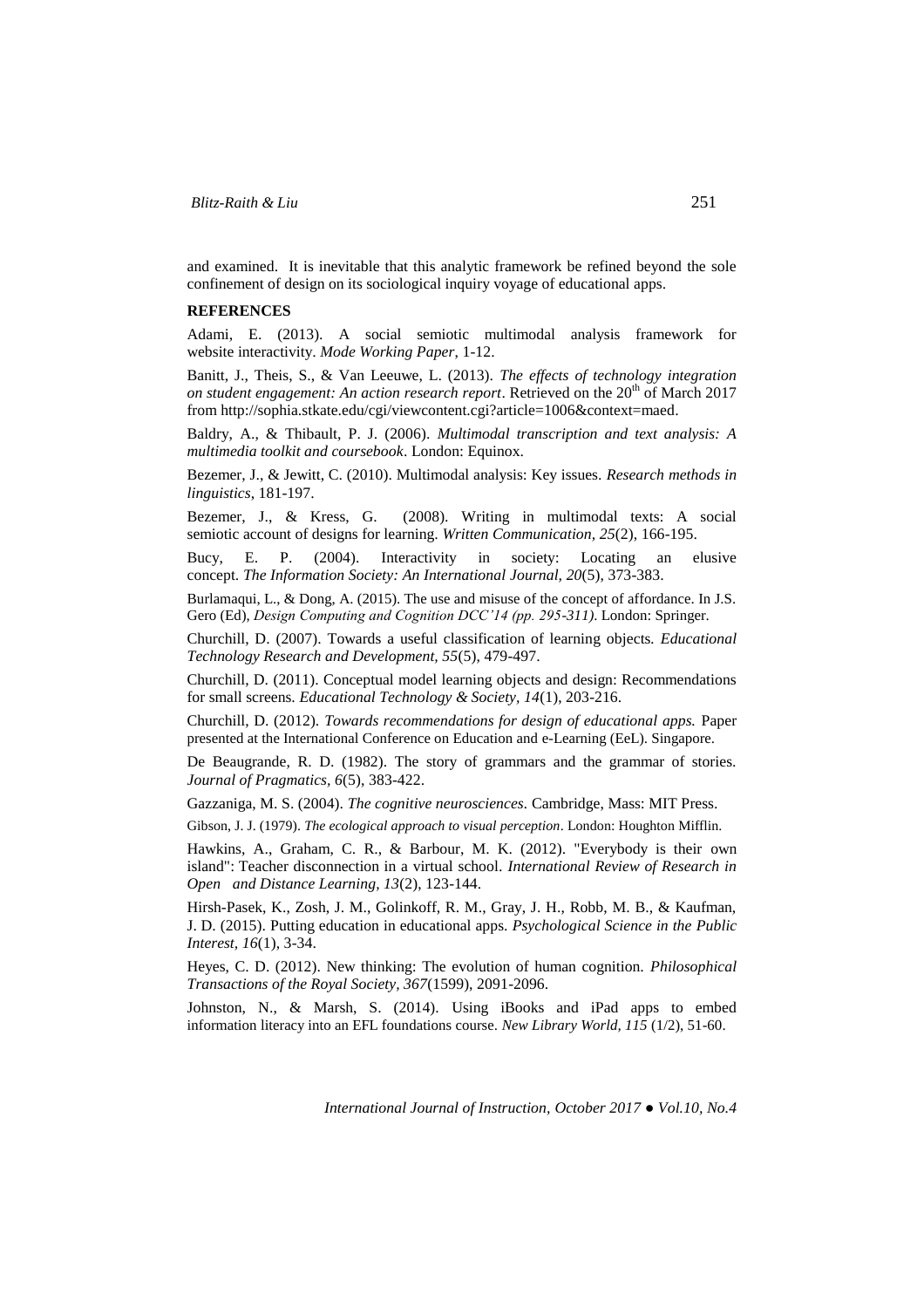and examined. It is inevitable that this analytic framework be refined beyond the sole confinement of design on its sociological inquiry voyage of educational apps.

## REFERENCES

Adami, E. (2013). A social semiotic multimodal analysis framework for website interactivity. *Mode Working Paper*, 1-12.

Banitt, J., Theis, S., & Van Leeuwe, L. (2013). *The effects of technology integration on student engagement: An action research report*. Retrieved on the 20th of March 2017 from http://sophia.stkate.edu/cgi/viewcontent.cgi?article=1006&context=maed.

Baldry, A., & Thibault, P. J. (2006). *Multimodal transcription and text analysis: A multimedia toolkit and coursebook*. London: Equinox.

Bezemer, J., & Jewitt, C. (2010). Multimodal analysis: Key issues. *Research methods in linguistics*, 181-197.

Bezemer, J., & Kress, G. (2008). Writing in multimodal texts: A social semiotic account of designs for learning. *Written Communication, 25*(2), 166-195.

Bucy, E. P. (2004). Interactivity in society: Locating an elusive concept. *The Information Society: An International Journal, 20*(5), 373-383.

Burlamaqui, L., & Dong, A. (2015). The use and misuse of the concept of affordance. In J.S. Gero (Ed), *Design Computing and Cognition DCC'14 (pp. 295-311)*. London: Springer.

Churchill, D. (2007). Towards a useful classification of learning objects. *Educational Technology Research and Development, 55*(5), 479-497.

Churchill, D. (2011). Conceptual model learning objects and design: Recommendations for small screens. *Educational Technology & Society, 14*(1), 203-216.

Churchill, D. (2012). *Towards recommendations for design of educational apps.* Paper presented at the International Conference on Education and e-Learning (EeL). Singapore.

De Beaugrande, R. D. (1982). The story of grammars and the grammar of stories. *Journal of Pragmatics, 6*(5), 383-422.

Gazzaniga, M. S. (2004). *The cognitive neurosciences*. Cambridge, Mass: MIT Press.

Gibson, J. J. (1979). *The ecological approach to visual perception*. London: Houghton Mifflin.

Hawkins, A., Graham, C. R., & Barbour, M. K. (2012). "Everybody is their own island": Teacher disconnection in a virtual school. *International Review of Research in Open and Distance Learning, 13*(2), 123-144.

Hirsh-Pasek, K., Zosh, J. M., Golinkoff, R. M., Gray, J. H., Robb, M. B., & Kaufman, J. D. (2015). Putting education in educational apps. *Psychological Science in the Public Interest, 16*(1), 3-34.

Heyes, C. D. (2012). New thinking: The evolution of human cognition. *Philosophical Transactions of the Royal Society, 367*(1599), 2091-2096.

Johnston, N., & Marsh, S. (2014). Using iBooks and iPad apps to embed information literacy into an EFL foundations course. *New Library World, 115* (1/2), 51-60.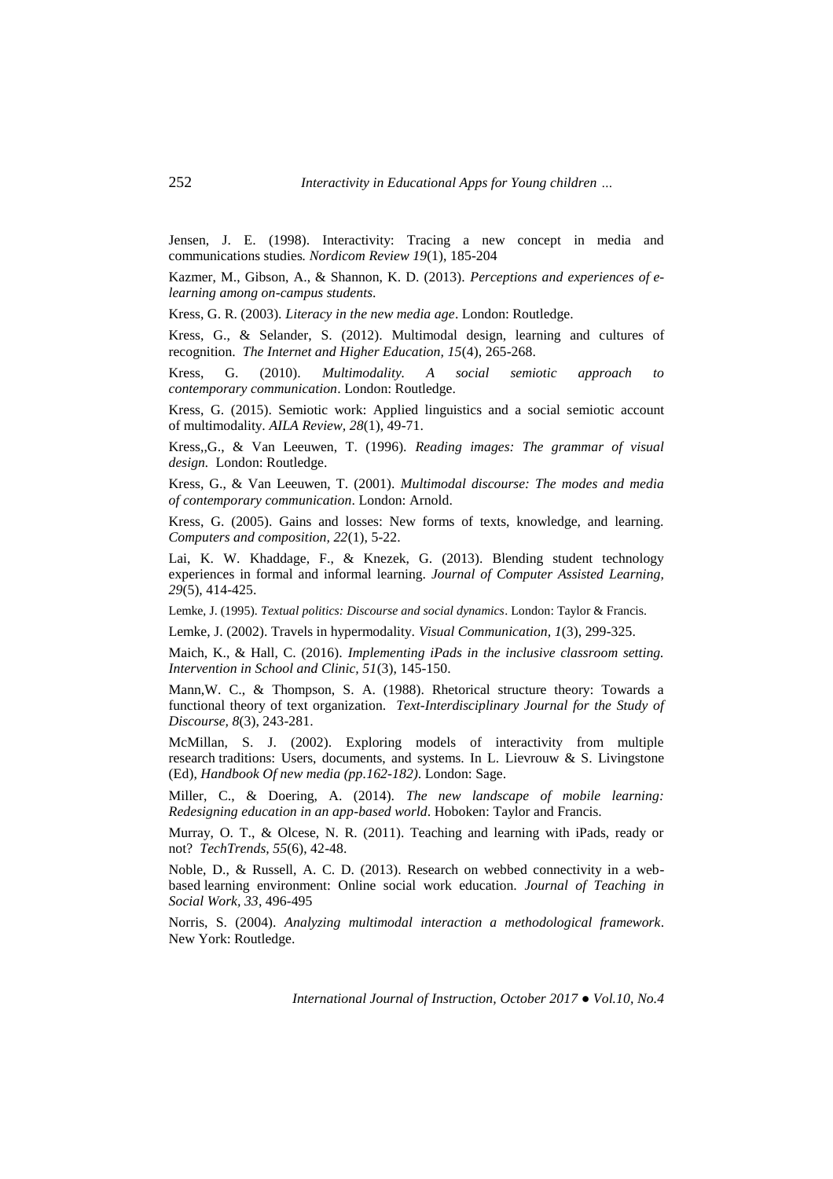Jensen, J. E. (1998). Interactivity: Tracing a new concept in media and communications studies. *Nordicom Review 19*(1), 185-204

Kazmer, M., Gibson, A., & Shannon, K. D. (2013). *Perceptions and experiences of e-learning among on-campus students.*

Kress, G. R. (2003). *Literacy in the new media age*. London: Routledge.

Kress, G., & Selander, S. (2012). Multimodal design, learning and cultures of recognition. *The Internet and Higher Education, 15*(4), 265-268.

Kress, G. (2010). *Multimodality. A social semiotic approach to contemporary communication*. London: Routledge.

Kress, G. (2015). Semiotic work: Applied linguistics and a social semiotic account of multimodality. *AILA Review, 28*(1), 49-71.

Kress,,G., & Van Leeuwen, T. (1996). *Reading images: The grammar of visual design.* London: Routledge.

Kress, G., & Van Leeuwen, T. (2001). *Multimodal discourse: The modes and media of contemporary communication*. London: Arnold.

Kress, G. (2005). Gains and losses: New forms of texts, knowledge, and learning. *Computers and composition, 22*(1), 5-22.

Lai, K. W. Khaddage, F., & Knezek, G. (2013). Blending student technology experiences in formal and informal learning. *Journal of Computer Assisted Learning, 29*(5), 414-425.

Lemke, J. (1995). *Textual politics: Discourse and social dynamics*. London: Taylor & Francis.

Lemke, J. (2002). Travels in hypermodality. *Visual Communication, 1*(3), 299-325.

Maich, K., & Hall, C. (2016). *Implementing iPads in the inclusive classroom setting. Intervention in School and Clinic, 51*(3), 145-150.

Mann,W. C., & Thompson, S. A. (1988). Rhetorical structure theory: Towards a functional theory of text organization. *Text-Interdisciplinary Journal for the Study of Discourse, 8*(3), 243-281.

McMillan, S. J. (2002). Exploring models of interactivity from multiple research traditions: Users, documents, and systems. In L. Lievrouw & S. Livingstone (Ed), *Handbook Of new media (pp.162-182)*. London: Sage.

Miller, C., & Doering, A. (2014). *The new landscape of mobile learning: Redesigning education in an app-based world*. Hoboken: Taylor and Francis.

Murray, O. T., & Olcese, N. R. (2011). Teaching and learning with iPads, ready or not? *TechTrends, 55*(6), 42-48.

Noble, D., & Russell, A. C. D. (2013). Research on webbed connectivity in a web-based learning environment: Online social work education. *Journal of Teaching in Social Work, 33*, 496-495

Norris, S. (2004). *Analyzing multimodal interaction a methodological framework*. New York: Routledge.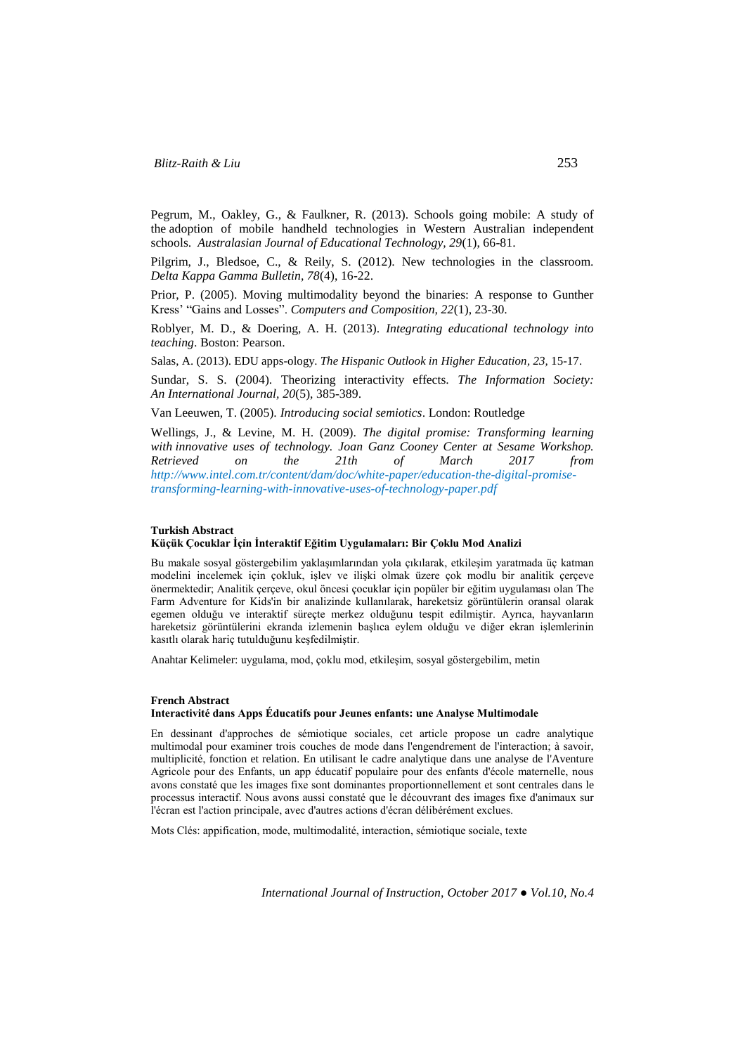Pegrum, M., Oakley, G., & Faulkner, R. (2013). Schools going mobile: A study of the adoption of mobile handheld technologies in Western Australian independent schools. *Australasian Journal of Educational Technology, 29*(1), 66-81.

Pilgrim, J., Bledsoe, C., & Reily, S. (2012). New technologies in the classroom. *Delta Kappa Gamma Bulletin, 78*(4), 16-22.

Prior, P. (2005). Moving multimodality beyond the binaries: A response to Gunther Kress' "Gains and Losses". *Computers and Composition, 22*(1), 23-30.

Roblyer, M. D., & Doering, A. H. (2013). *Integrating educational technology into teaching*. Boston: Pearson.

Salas, A. (2013). EDU apps-ology. *The Hispanic Outlook in Higher Education*, *23*, 15-17.

Sundar, S. S. (2004). Theorizing interactivity effects. *The Information Society: An International Journal*, *20*(5), 385-389.

Van Leeuwen, T. (2005). *Introducing social semiotics*. London: Routledge

Wellings, J., & Levine, M. H. (2009). *The digital promise: Transforming learning with innovative uses of technology. Joan Ganz Cooney Center at Sesame Workshop. Retrieved on the 21th of March 2017 from http://www.intel.com.tr/content/dam/doc/white-paper/education-the-digital-promise-transforming-learning-with-innovative-uses-of-technology-paper.pdf*

**Turkish Abstract**

**Küçük Çocuklar İçin İnteraktif Eğitim Uygulamaları: Bir Çoklu Mod Analizi**

Bu makale sosyal göstergebilim yaklaşımlarından yola çıkılarak, etkileşim yaratmada üç katman modelini incelemek için çokluk, işlev ve ilişki olmak üzere çok modlu bir analitik çerçeve önermektedir; Analitik çerçeve, okul öncesi çocuklar için popüler bir eğitim uygulaması olan The Farm Adventure for Kids'in bir analizinde kullanılarak, hareketsiz görüntülerin oransal olarak egemen olduğu ve interaktif süreçte merkez olduğunu tespit edilmiştir. Ayrıca, hayvanların hareketsiz görüntülerini ekranda izlemenin başlıca eylem olduğu ve diğer ekran işlemlerinin kasıtlı olarak hariç tutulduğunu keşfedilmiştir.

Anahtar Kelimeler: uygulama, mod, çoklu mod, etkileşim, sosyal göstergebilim, metin

**French Abstract**

**Interactivité dans Apps Éducatifs pour Jeunes enfants: une Analyse Multimodale**

En dessinant d'approches de sémiotique sociales, cet article propose un cadre analytique multimodal pour examiner trois couches de mode dans l'engendrement de l'interaction; à savoir, multiplicité, fonction et relation. En utilisant le cadre analytique dans une analyse de l'Aventure Agricole pour des Enfants, un app éducatif populaire pour des enfants d'école maternelle, nous avons constaté que les images fixe sont dominantes proportionnellement et sont centrales dans le processus interactif. Nous avons aussi constaté que le découvrant des images fixe d'animaux sur l'écran est l'action principale, avec d'autres actions d'écran délibérément exclues.

Mots Clés: appification, mode, multimodalité, interaction, sémiotique sociale, texte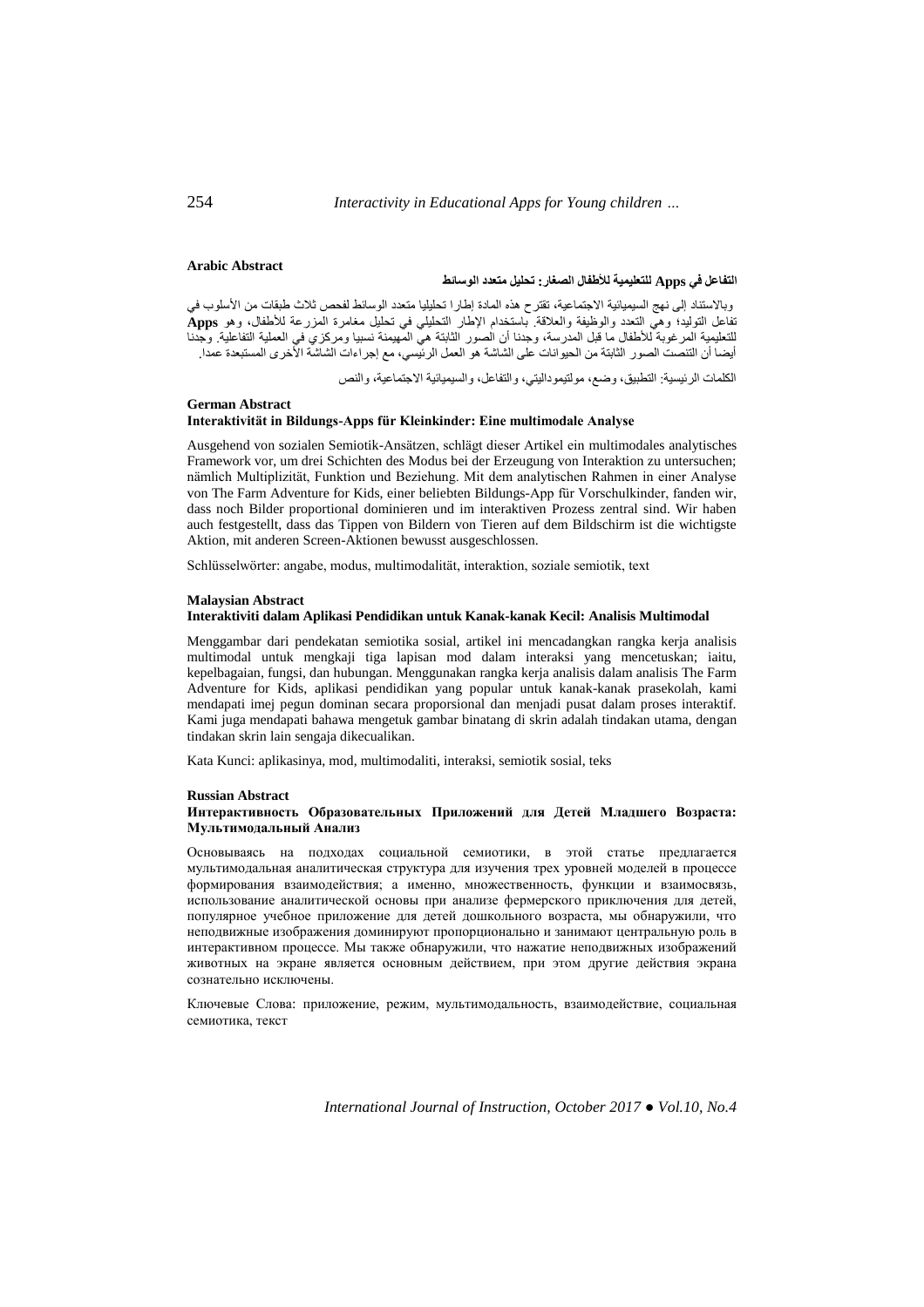**Arabic Abstract**

**التفاعل في Apps للتعليمية للأطفال الصغار: تحليل متعدد الوسائط**

وبالاستناد إلى نهج السيميائية الاجتماعية، تقترح هذه المادة إطارا تحليليا متعدد الوسائط لفحص ثلاث طبقات من الأسلوب في تفاعل التوليد؛ وهي التعدد والوظيفة والعلاقة. باستخدام الإطار التحليلي في تحليل مغامرة المزرعة للأطفال، وهو **Apps** للتعليمية المرغوبة للأطفال ما قبل المدرسة، وجدنا أن الصور الثابتة هي المهيمنة نسبيا ومركزي في العملية التفاعلية. وجدنا أيضا أن التنصت الصور الثابتة من الحيوانات على الشاشة هو العمل الرئيسي، مع إجراءات الشاشة الأخرى المستبعدة عمدا.

الكلمات الرئيسية: التطبيق، وضع، مولتيمودااليتي، والتفاعل، والسيميائية الاجتماعية، والنص

**German Abstract**

**Interaktivität in Bildungs-Apps für Kleinkinder: Eine multimodale Analyse**

Ausgehend von sozialen Semiotik-Ansätzen, schlägt dieser Artikel ein multimodales analytisches Framework vor, um drei Schichten des Modus bei der Erzeugung von Interaktion zu untersuchen; nämlich Multiplizität, Funktion und Beziehung. Mit dem analytischen Rahmen in einer Analyse von The Farm Adventure for Kids, einer beliebten Bildungs-App für Vorschulkinder, fanden wir, dass noch Bilder proportional dominieren und im interaktiven Prozess zentral sind. Wir haben auch festgestellt, dass das Tippen von Bildern von Tieren auf dem Bildschirm ist die wichtigste Aktion, mit anderen Screen-Aktionen bewusst ausgeschlossen.

Schlüsselwörter: angabe, modus, multimodalität, interaktion, soziale semiotik, text

**Malaysian Abstract**

**Interaktiviti dalam Aplikasi Pendidikan untuk Kanak-kanak Kecil: Analisis Multimodal**

Menggambar dari pendekatan semiotika sosial, artikel ini mencadangkan rangka kerja analisis multimodal untuk mengkaji tiga lapisan mod dalam interaksi yang mencetuskan; iaitu, kepelbagaian, fungsi, dan hubungan. Menggunakan rangka kerja analisis dalam analisis The Farm Adventure for Kids, aplikasi pendidikan yang popular untuk kanak-kanak prasekolah, kami mendapati imej pegun dominan secara proporsional dan menjadi pusat dalam proses interaktif. Kami juga mendapati bahawa mengetuk gambar binatang di skrin adalah tindakan utama, dengan tindakan skrin lain sengaja dikecualikan.

Kata Kunci: aplikasinya, mod, multimodaliti, interaksi, semiotik sosial, teks

**Russian Abstract**

**Интерактивность Образовательных Приложений для Детей Младшего Возраста: Мультимодальный Анализ**

Основываясь на подходах социальной семиотики, в этой статье предлагается мультимодальная аналитическая структура для изучения трех уровней моделей в процессе формирования взаимодействия; а именно, множественность, функции и взаимосвязь, использование аналитической основы при анализе фермерского приключения для детей, популярное учебное приложение для детей дошкольного возраста, мы обнаружили, что неподвижные изображения доминируют пропорционально и занимают центральную роль в интерактивном процессе. Мы также обнаружили, что нажатие неподвижных изображений животных на экране является основным действием, при этом другие действия экрана сознательно исключены.

Ключевые Слова: приложение, режим, мультимодальность, взаимодействие, социальная семиотика, текст